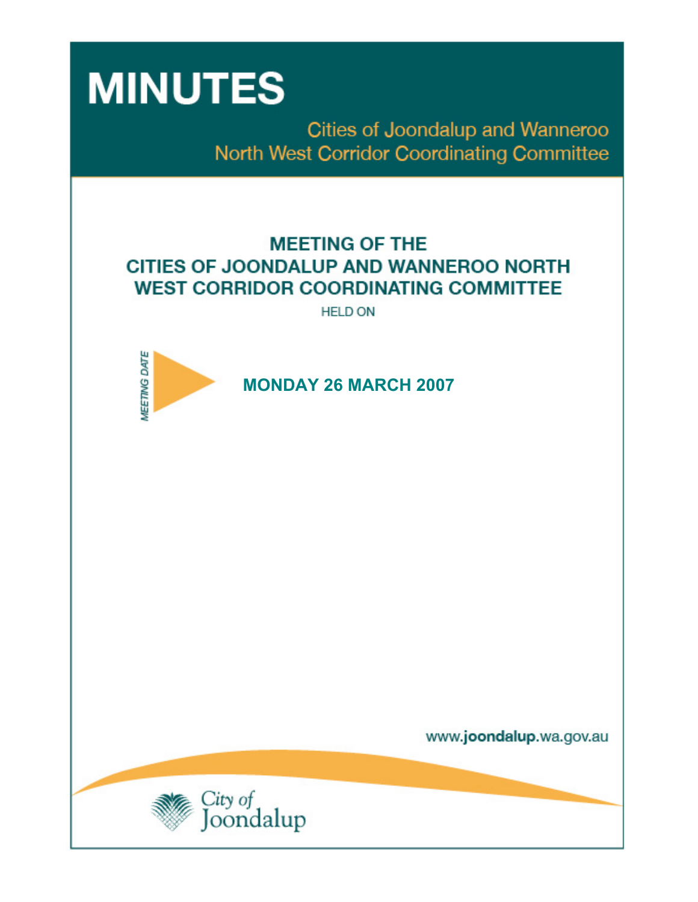# MINUTES

Cities of Joondalup and Wanneroo
North West Corridor Coordinating Committee

## MEETING OF THE CITIES OF JOONDALUP AND WANNEROO NORTH WEST CORRIDOR COORDINATING COMMITTEE

HELD ON

MEETING DATE

**MONDAY 26 MARCH 2007**

www.joondalup.wa.gov.au

City of Joondalup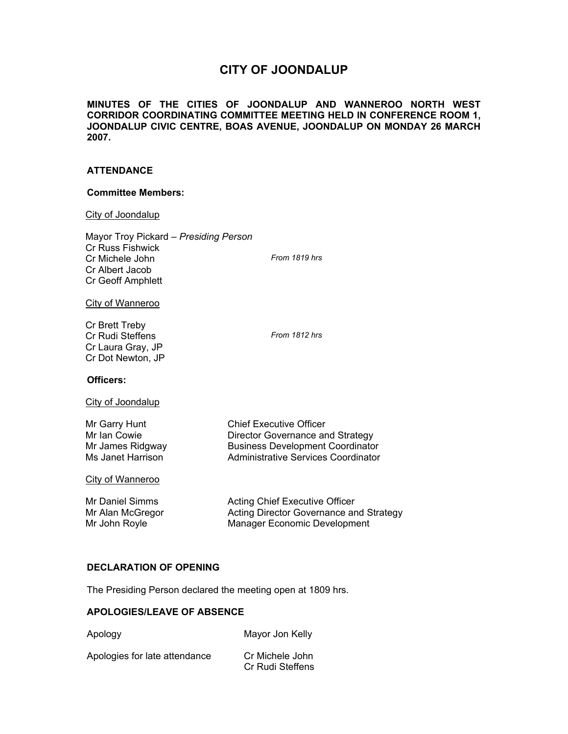# CITY OF JOONDALUP

**MINUTES OF THE CITIES OF JOONDALUP AND WANNEROO NORTH WEST CORRIDOR COORDINATING COMMITTEE MEETING HELD IN CONFERENCE ROOM 1, JOONDALUP CIVIC CENTRE, BOAS AVENUE, JOONDALUP ON MONDAY 26 MARCH 2007.**

## ATTENDANCE

### Committee Members:

City of Joondalup

| | |
|---|---|
| Mayor Troy Pickard – *Presiding Person* | |
| Cr Russ Fishwick | |
| Cr Michele John | *From 1819 hrs* |
| Cr Albert Jacob | |
| Cr Geoff Amphlett | |

City of Wanneroo

| | |
|---|---|
| Cr Brett Treby | |
| Cr Rudi Steffens | *From 1812 hrs* |
| Cr Laura Gray, JP | |
| Cr Dot Newton, JP | |

### Officers:

City of Joondalup

| | |
|---|---|
| Mr Garry Hunt | Chief Executive Officer |
| Mr Ian Cowie | Director Governance and Strategy |
| Mr James Ridgway | Business Development Coordinator |
| Ms Janet Harrison | Administrative Services Coordinator |

City of Wanneroo

| | |
|---|---|
| Mr Daniel Simms | Acting Chief Executive Officer |
| Mr Alan McGregor | Acting Director Governance and Strategy |
| Mr John Royle | Manager Economic Development |

## DECLARATION OF OPENING

The Presiding Person declared the meeting open at 1809 hrs.

## APOLOGIES/LEAVE OF ABSENCE

| | |
|---|---|
| Apology | Mayor Jon Kelly |
| Apologies for late attendance | Cr Michele John<br>Cr Rudi Steffens |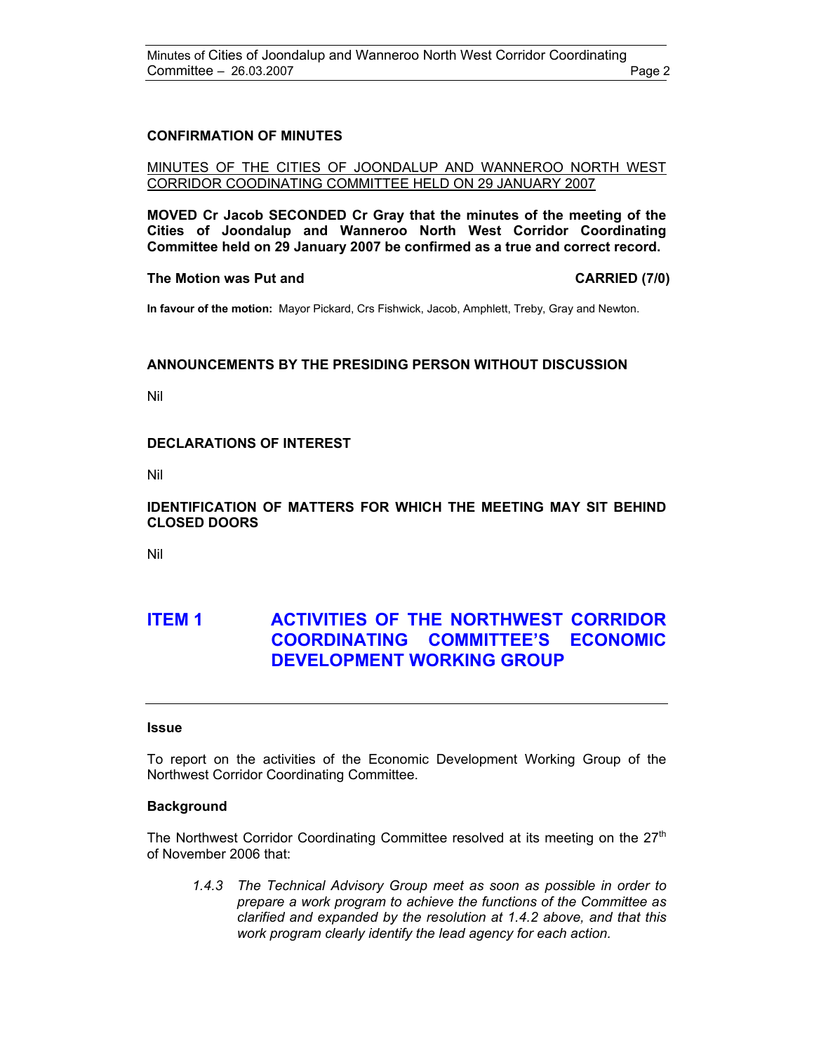**CONFIRMATION OF MINUTES**

MINUTES OF THE CITIES OF JOONDALUP AND WANNEROO NORTH WEST CORRIDOR COODINATING COMMITTEE HELD ON 29 JANUARY 2007

**MOVED Cr Jacob SECONDED Cr Gray that the minutes of the meeting of the Cities of Joondalup and Wanneroo North West Corridor Coordinating Committee held on 29 January 2007 be confirmed as a true and correct record.**

**The Motion was Put and CARRIED (7/0)**

**In favour of the motion:** Mayor Pickard, Crs Fishwick, Jacob, Amphlett, Treby, Gray and Newton.

**ANNOUNCEMENTS BY THE PRESIDING PERSON WITHOUT DISCUSSION**

Nil

**DECLARATIONS OF INTEREST**

Nil

**IDENTIFICATION OF MATTERS FOR WHICH THE MEETING MAY SIT BEHIND CLOSED DOORS**

Nil

# ITEM 1 ACTIVITIES OF THE NORTHWEST CORRIDOR COORDINATING COMMITTEE'S ECONOMIC DEVELOPMENT WORKING GROUP

**Issue**

To report on the activities of the Economic Development Working Group of the Northwest Corridor Coordinating Committee.

**Background**

The Northwest Corridor Coordinating Committee resolved at its meeting on the 27th of November 2006 that:

> *1.4.3 The Technical Advisory Group meet as soon as possible in order to prepare a work program to achieve the functions of the Committee as clarified and expanded by the resolution at 1.4.2 above, and that this work program clearly identify the lead agency for each action.*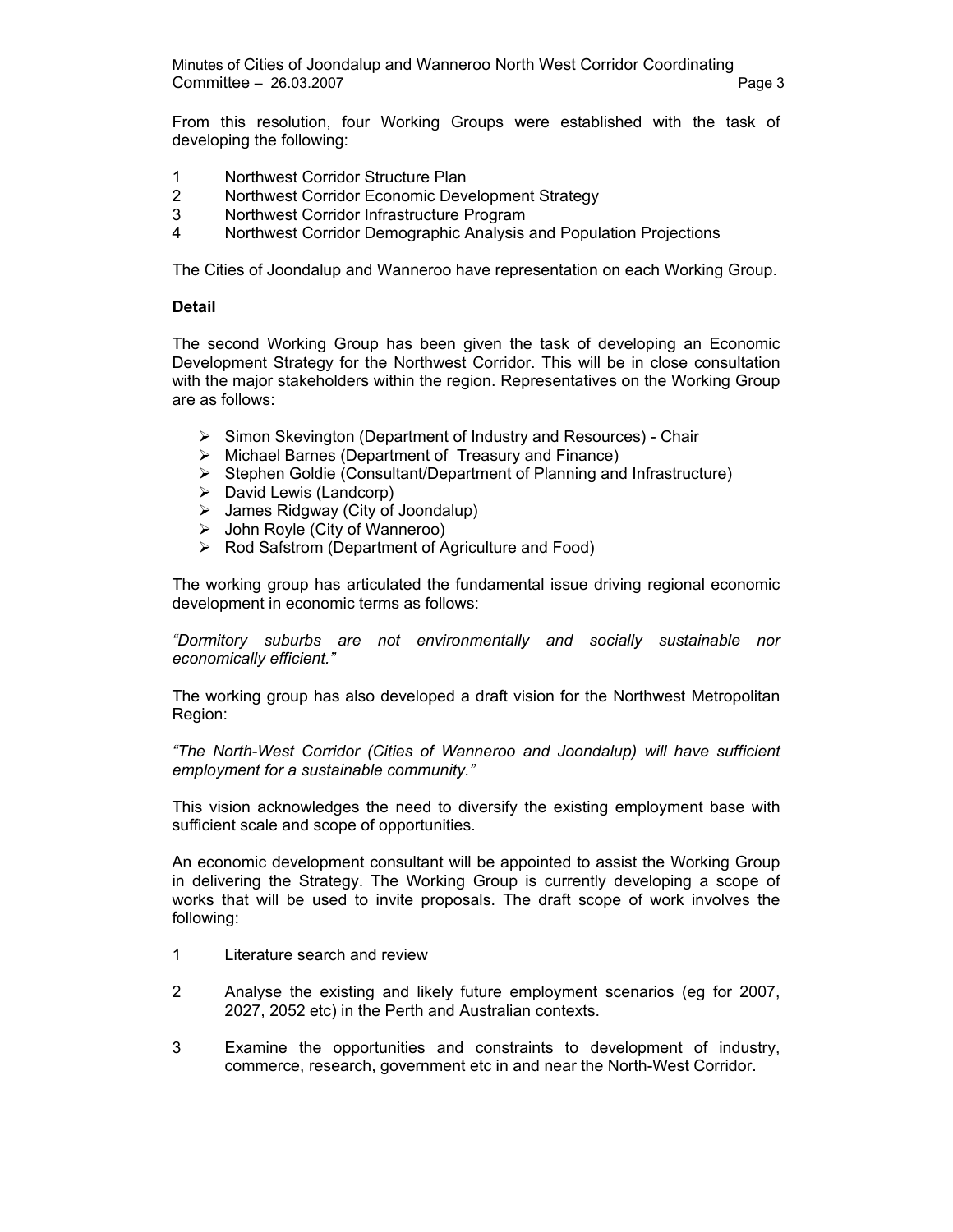From this resolution, four Working Groups were established with the task of developing the following:

1. Northwest Corridor Structure Plan
2. Northwest Corridor Economic Development Strategy
3. Northwest Corridor Infrastructure Program
4. Northwest Corridor Demographic Analysis and Population Projections

The Cities of Joondalup and Wanneroo have representation on each Working Group.

**Detail**

The second Working Group has been given the task of developing an Economic Development Strategy for the Northwest Corridor. This will be in close consultation with the major stakeholders within the region. Representatives on the Working Group are as follows:

- Simon Skevington (Department of Industry and Resources) - Chair
- Michael Barnes (Department of Treasury and Finance)
- Stephen Goldie (Consultant/Department of Planning and Infrastructure)
- David Lewis (Landcorp)
- James Ridgway (City of Joondalup)
- John Royle (City of Wanneroo)
- Rod Safstrom (Department of Agriculture and Food)

The working group has articulated the fundamental issue driving regional economic development in economic terms as follows:

*"Dormitory suburbs are not environmentally and socially sustainable nor economically efficient."*

The working group has also developed a draft vision for the Northwest Metropolitan Region:

*"The North-West Corridor (Cities of Wanneroo and Joondalup) will have sufficient employment for a sustainable community."*

This vision acknowledges the need to diversify the existing employment base with sufficient scale and scope of opportunities.

An economic development consultant will be appointed to assist the Working Group in delivering the Strategy. The Working Group is currently developing a scope of works that will be used to invite proposals. The draft scope of work involves the following:

1. Literature search and review

2. Analyse the existing and likely future employment scenarios (eg for 2007, 2027, 2052 etc) in the Perth and Australian contexts.

3. Examine the opportunities and constraints to development of industry, commerce, research, government etc in and near the North-West Corridor.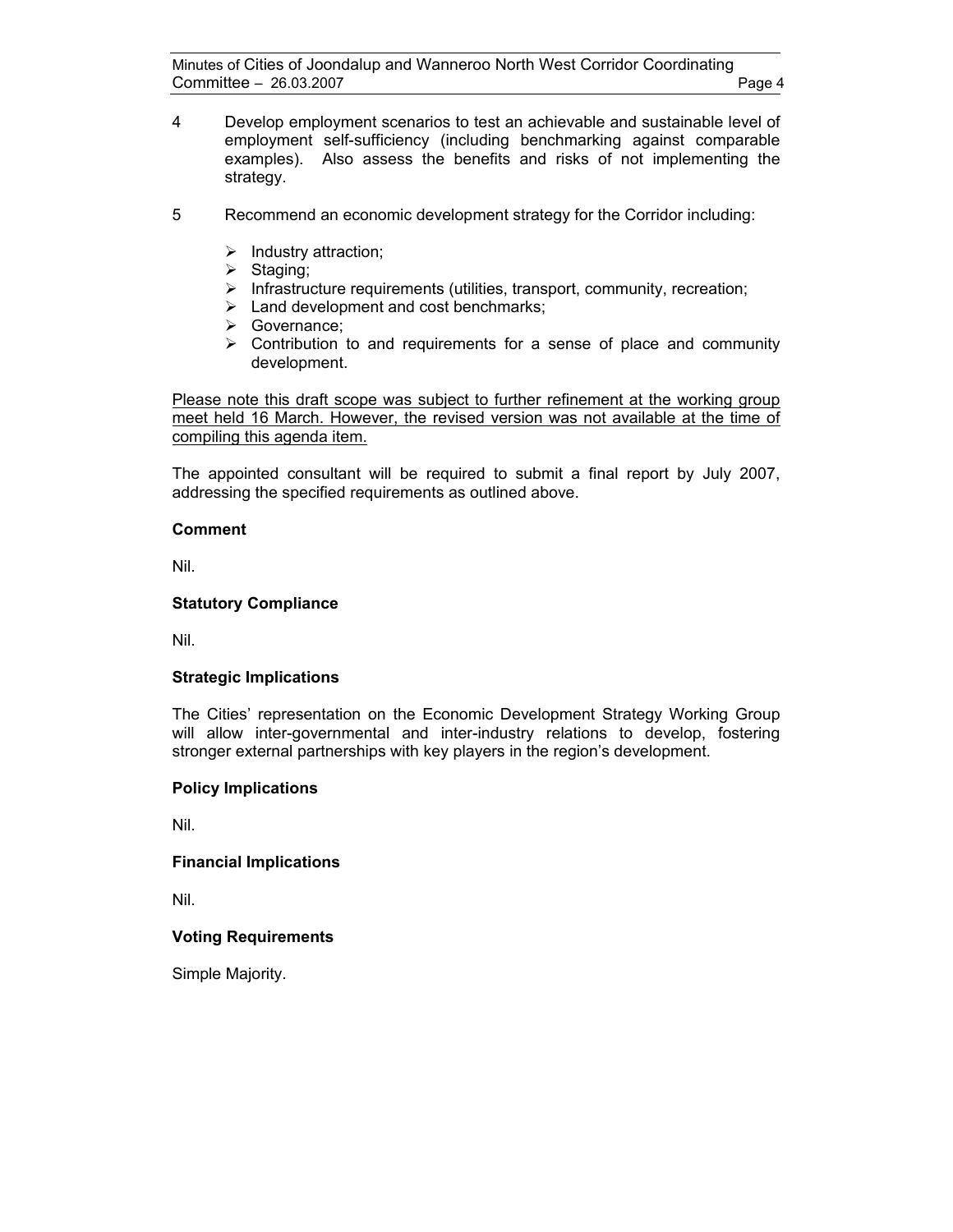4 Develop employment scenarios to test an achievable and sustainable level of employment self-sufficiency (including benchmarking against comparable examples). Also assess the benefits and risks of not implementing the strategy.

5 Recommend an economic development strategy for the Corridor including:

- Industry attraction;
- Staging;
- Infrastructure requirements (utilities, transport, community, recreation;
- Land development and cost benchmarks;
- Governance;
- Contribution to and requirements for a sense of place and community development.

<u>Please note this draft scope was subject to further refinement at the working group meet held 16 March. However, the revised version was not available at the time of compiling this agenda item.</u>

The appointed consultant will be required to submit a final report by July 2007, addressing the specified requirements as outlined above.

**Comment**

Nil.

**Statutory Compliance**

Nil.

**Strategic Implications**

The Cities' representation on the Economic Development Strategy Working Group will allow inter-governmental and inter-industry relations to develop, fostering stronger external partnerships with key players in the region's development.

**Policy Implications**

Nil.

**Financial Implications**

Nil.

**Voting Requirements**

Simple Majority.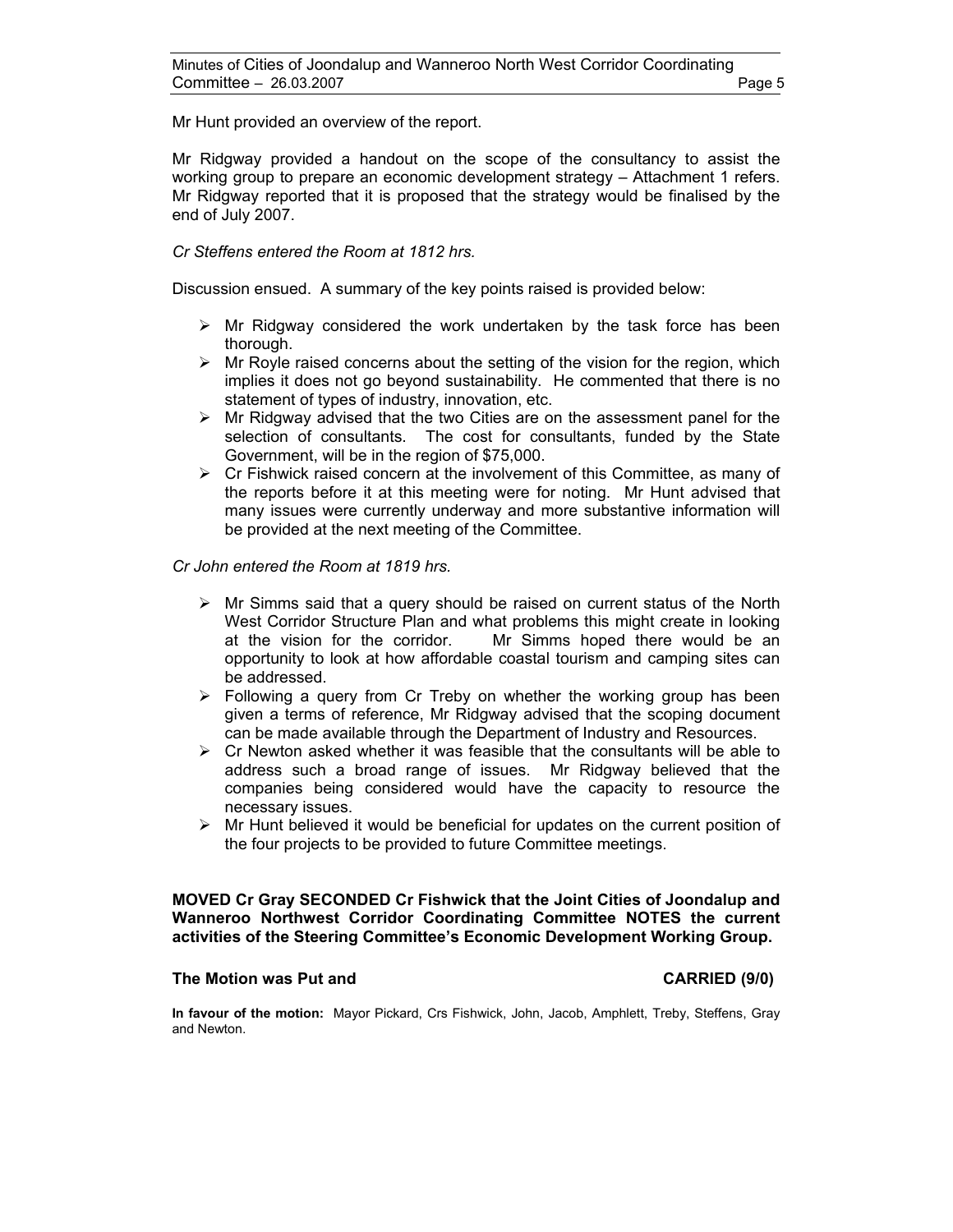Mr Hunt provided an overview of the report.

Mr Ridgway provided a handout on the scope of the consultancy to assist the working group to prepare an economic development strategy – Attachment 1 refers. Mr Ridgway reported that it is proposed that the strategy would be finalised by the end of July 2007.

*Cr Steffens entered the Room at 1812 hrs.*

Discussion ensued. A summary of the key points raised is provided below:

- Mr Ridgway considered the work undertaken by the task force has been thorough.
- Mr Royle raised concerns about the setting of the vision for the region, which implies it does not go beyond sustainability. He commented that there is no statement of types of industry, innovation, etc.
- Mr Ridgway advised that the two Cities are on the assessment panel for the selection of consultants. The cost for consultants, funded by the State Government, will be in the region of $75,000.
- Cr Fishwick raised concern at the involvement of this Committee, as many of the reports before it at this meeting were for noting. Mr Hunt advised that many issues were currently underway and more substantive information will be provided at the next meeting of the Committee.

*Cr John entered the Room at 1819 hrs.*

- Mr Simms said that a query should be raised on current status of the North West Corridor Structure Plan and what problems this might create in looking at the vision for the corridor. Mr Simms hoped there would be an opportunity to look at how affordable coastal tourism and camping sites can be addressed.
- Following a query from Cr Treby on whether the working group has been given a terms of reference, Mr Ridgway advised that the scoping document can be made available through the Department of Industry and Resources.
- Cr Newton asked whether it was feasible that the consultants will be able to address such a broad range of issues. Mr Ridgway believed that the companies being considered would have the capacity to resource the necessary issues.
- Mr Hunt believed it would be beneficial for updates on the current position of the four projects to be provided to future Committee meetings.

**MOVED Cr Gray SECONDED Cr Fishwick that the Joint Cities of Joondalup and Wanneroo Northwest Corridor Coordinating Committee NOTES the current activities of the Steering Committee's Economic Development Working Group.**

**The Motion was Put and CARRIED (9/0)**

**In favour of the motion:** Mayor Pickard, Crs Fishwick, John, Jacob, Amphlett, Treby, Steffens, Gray and Newton.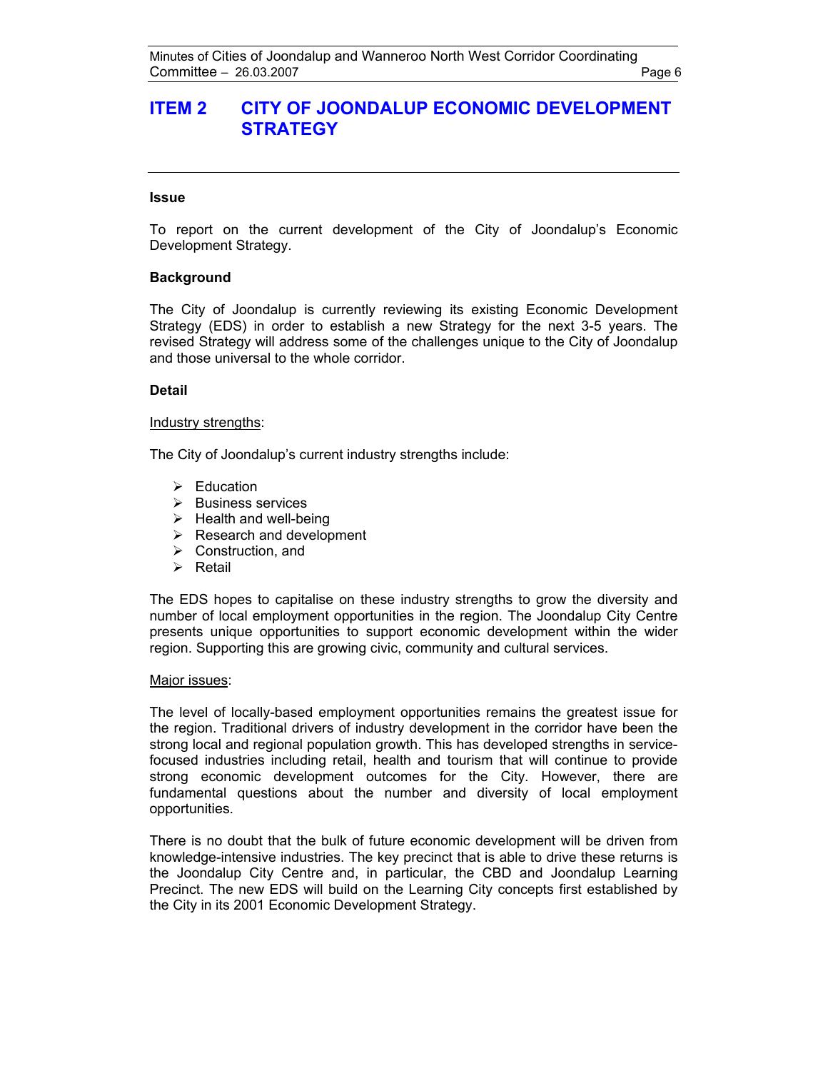# ITEM 2 CITY OF JOONDALUP ECONOMIC DEVELOPMENT STRATEGY

---

**Issue**

To report on the current development of the City of Joondalup's Economic Development Strategy.

**Background**

The City of Joondalup is currently reviewing its existing Economic Development Strategy (EDS) in order to establish a new Strategy for the next 3-5 years. The revised Strategy will address some of the challenges unique to the City of Joondalup and those universal to the whole corridor.

**Detail**

<u>Industry strengths</u>:

The City of Joondalup's current industry strengths include:

- Education
- Business services
- Health and well-being
- Research and development
- Construction, and
- Retail

The EDS hopes to capitalise on these industry strengths to grow the diversity and number of local employment opportunities in the region. The Joondalup City Centre presents unique opportunities to support economic development within the wider region. Supporting this are growing civic, community and cultural services.

<u>Major issues</u>:

The level of locally-based employment opportunities remains the greatest issue for the region. Traditional drivers of industry development in the corridor have been the strong local and regional population growth. This has developed strengths in service-focused industries including retail, health and tourism that will continue to provide strong economic development outcomes for the City. However, there are fundamental questions about the number and diversity of local employment opportunities.

There is no doubt that the bulk of future economic development will be driven from knowledge-intensive industries. The key precinct that is able to drive these returns is the Joondalup City Centre and, in particular, the CBD and Joondalup Learning Precinct. The new EDS will build on the Learning City concepts first established by the City in its 2001 Economic Development Strategy.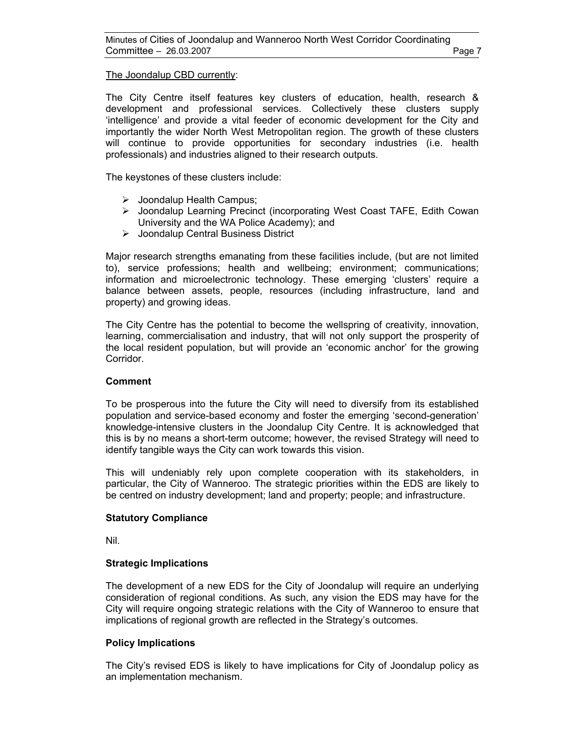The Joondalup CBD currently:

The City Centre itself features key clusters of education, health, research & development and professional services. Collectively these clusters supply 'intelligence' and provide a vital feeder of economic development for the City and importantly the wider North West Metropolitan region. The growth of these clusters will continue to provide opportunities for secondary industries (i.e. health professionals) and industries aligned to their research outputs.

The keystones of these clusters include:

- Joondalup Health Campus;
- Joondalup Learning Precinct (incorporating West Coast TAFE, Edith Cowan University and the WA Police Academy); and
- Joondalup Central Business District

Major research strengths emanating from these facilities include, (but are not limited to), service professions; health and wellbeing; environment; communications; information and microelectronic technology. These emerging 'clusters' require a balance between assets, people, resources (including infrastructure, land and property) and growing ideas.

The City Centre has the potential to become the wellspring of creativity, innovation, learning, commercialisation and industry, that will not only support the prosperity of the local resident population, but will provide an 'economic anchor' for the growing Corridor.

**Comment**

To be prosperous into the future the City will need to diversify from its established population and service-based economy and foster the emerging 'second-generation' knowledge-intensive clusters in the Joondalup City Centre. It is acknowledged that this is by no means a short-term outcome; however, the revised Strategy will need to identify tangible ways the City can work towards this vision.

This will undeniably rely upon complete cooperation with its stakeholders, in particular, the City of Wanneroo. The strategic priorities within the EDS are likely to be centred on industry development; land and property; people; and infrastructure.

**Statutory Compliance**

Nil.

**Strategic Implications**

The development of a new EDS for the City of Joondalup will require an underlying consideration of regional conditions. As such, any vision the EDS may have for the City will require ongoing strategic relations with the City of Wanneroo to ensure that implications of regional growth are reflected in the Strategy's outcomes.

**Policy Implications**

The City's revised EDS is likely to have implications for City of Joondalup policy as an implementation mechanism.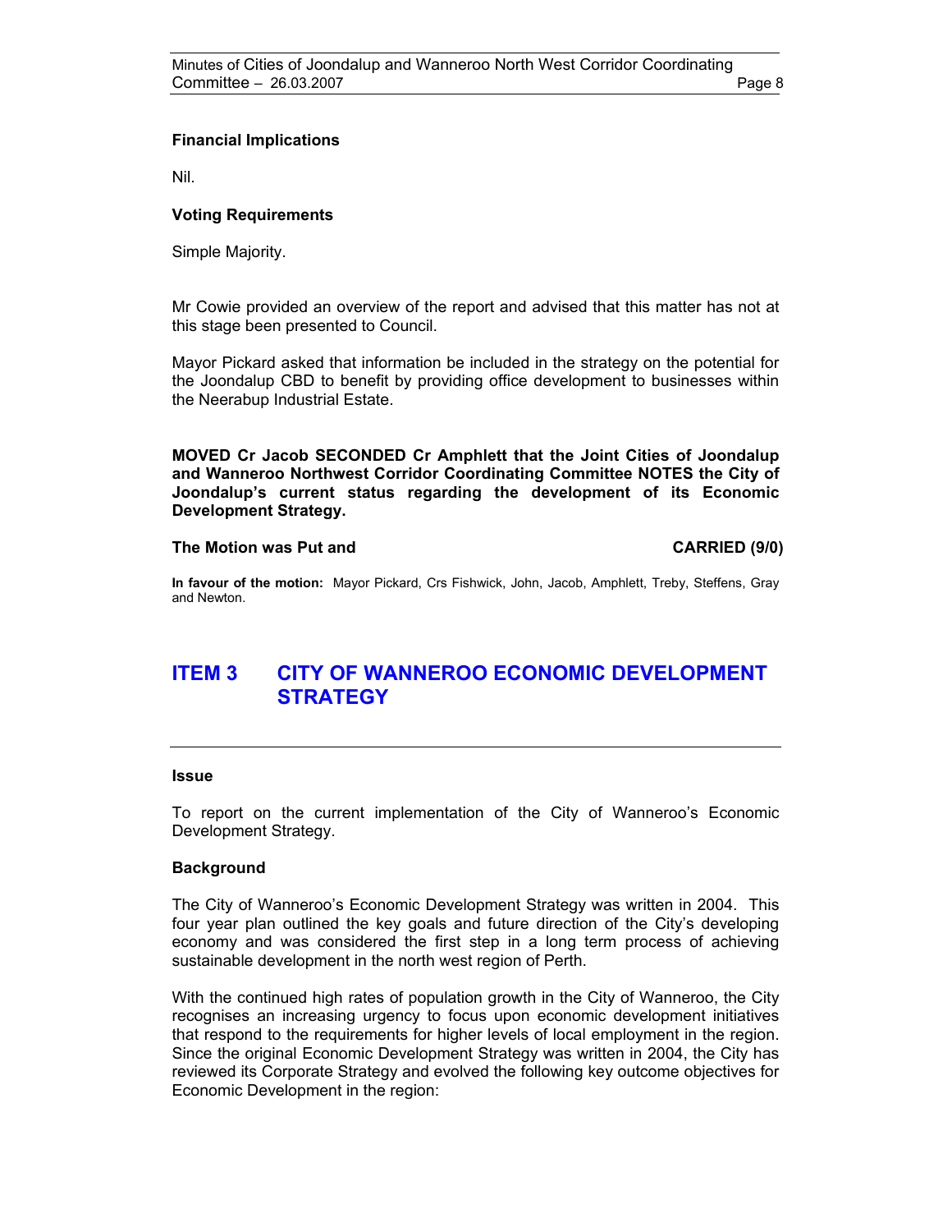**Financial Implications**

Nil.

**Voting Requirements**

Simple Majority.

Mr Cowie provided an overview of the report and advised that this matter has not at this stage been presented to Council.

Mayor Pickard asked that information be included in the strategy on the potential for the Joondalup CBD to benefit by providing office development to businesses within the Neerabup Industrial Estate.

**MOVED Cr Jacob SECONDED Cr Amphlett that the Joint Cities of Joondalup and Wanneroo Northwest Corridor Coordinating Committee NOTES the City of Joondalup's current status regarding the development of its Economic Development Strategy.**

**The Motion was Put and CARRIED (9/0)**

**In favour of the motion:** Mayor Pickard, Crs Fishwick, John, Jacob, Amphlett, Treby, Steffens, Gray and Newton.

## ITEM 3 CITY OF WANNEROO ECONOMIC DEVELOPMENT STRATEGY

**Issue**

To report on the current implementation of the City of Wanneroo's Economic Development Strategy.

**Background**

The City of Wanneroo's Economic Development Strategy was written in 2004. This four year plan outlined the key goals and future direction of the City's developing economy and was considered the first step in a long term process of achieving sustainable development in the north west region of Perth.

With the continued high rates of population growth in the City of Wanneroo, the City recognises an increasing urgency to focus upon economic development initiatives that respond to the requirements for higher levels of local employment in the region. Since the original Economic Development Strategy was written in 2004, the City has reviewed its Corporate Strategy and evolved the following key outcome objectives for Economic Development in the region: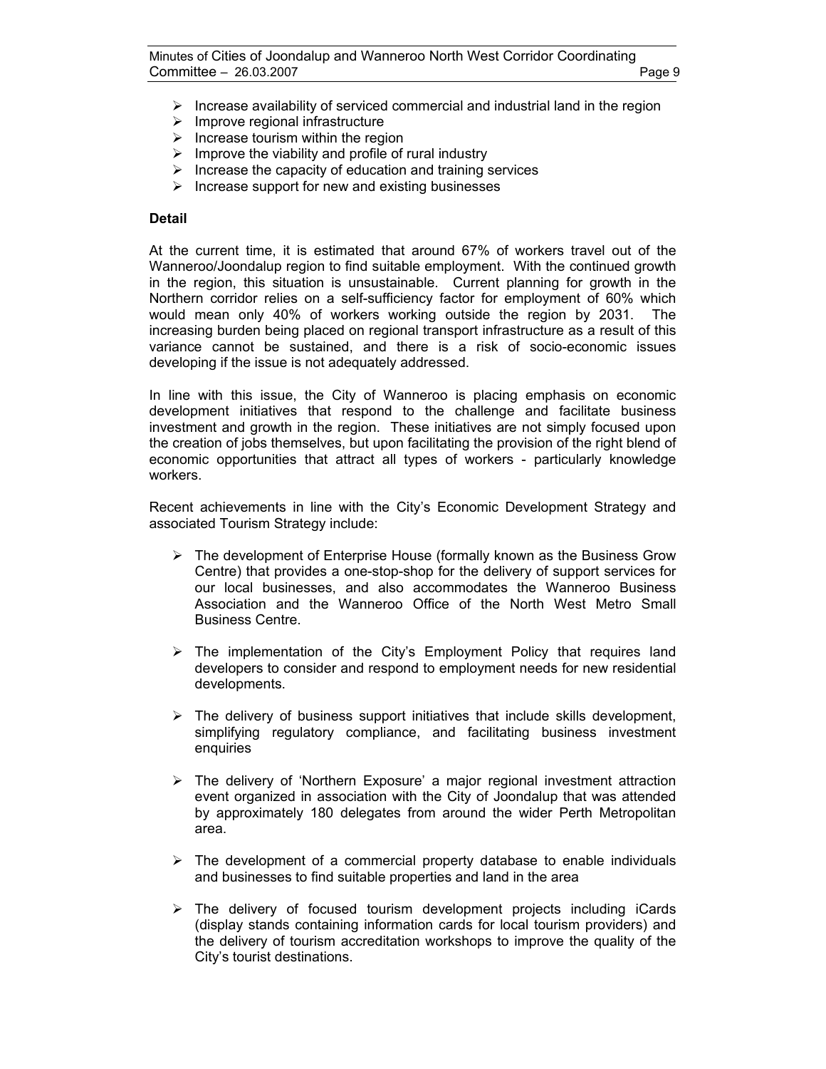- Increase availability of serviced commercial and industrial land in the region
- Improve regional infrastructure
- Increase tourism within the region
- Improve the viability and profile of rural industry
- Increase the capacity of education and training services
- Increase support for new and existing businesses

**Detail**

At the current time, it is estimated that around 67% of workers travel out of the Wanneroo/Joondalup region to find suitable employment. With the continued growth in the region, this situation is unsustainable. Current planning for growth in the Northern corridor relies on a self-sufficiency factor for employment of 60% which would mean only 40% of workers working outside the region by 2031. The increasing burden being placed on regional transport infrastructure as a result of this variance cannot be sustained, and there is a risk of socio-economic issues developing if the issue is not adequately addressed.

In line with this issue, the City of Wanneroo is placing emphasis on economic development initiatives that respond to the challenge and facilitate business investment and growth in the region. These initiatives are not simply focused upon the creation of jobs themselves, but upon facilitating the provision of the right blend of economic opportunities that attract all types of workers - particularly knowledge workers.

Recent achievements in line with the City's Economic Development Strategy and associated Tourism Strategy include:

- The development of Enterprise House (formally known as the Business Grow Centre) that provides a one-stop-shop for the delivery of support services for our local businesses, and also accommodates the Wanneroo Business Association and the Wanneroo Office of the North West Metro Small Business Centre.

- The implementation of the City's Employment Policy that requires land developers to consider and respond to employment needs for new residential developments.

- The delivery of business support initiatives that include skills development, simplifying regulatory compliance, and facilitating business investment enquiries

- The delivery of 'Northern Exposure' a major regional investment attraction event organized in association with the City of Joondalup that was attended by approximately 180 delegates from around the wider Perth Metropolitan area.

- The development of a commercial property database to enable individuals and businesses to find suitable properties and land in the area

- The delivery of focused tourism development projects including iCards (display stands containing information cards for local tourism providers) and the delivery of tourism accreditation workshops to improve the quality of the City's tourist destinations.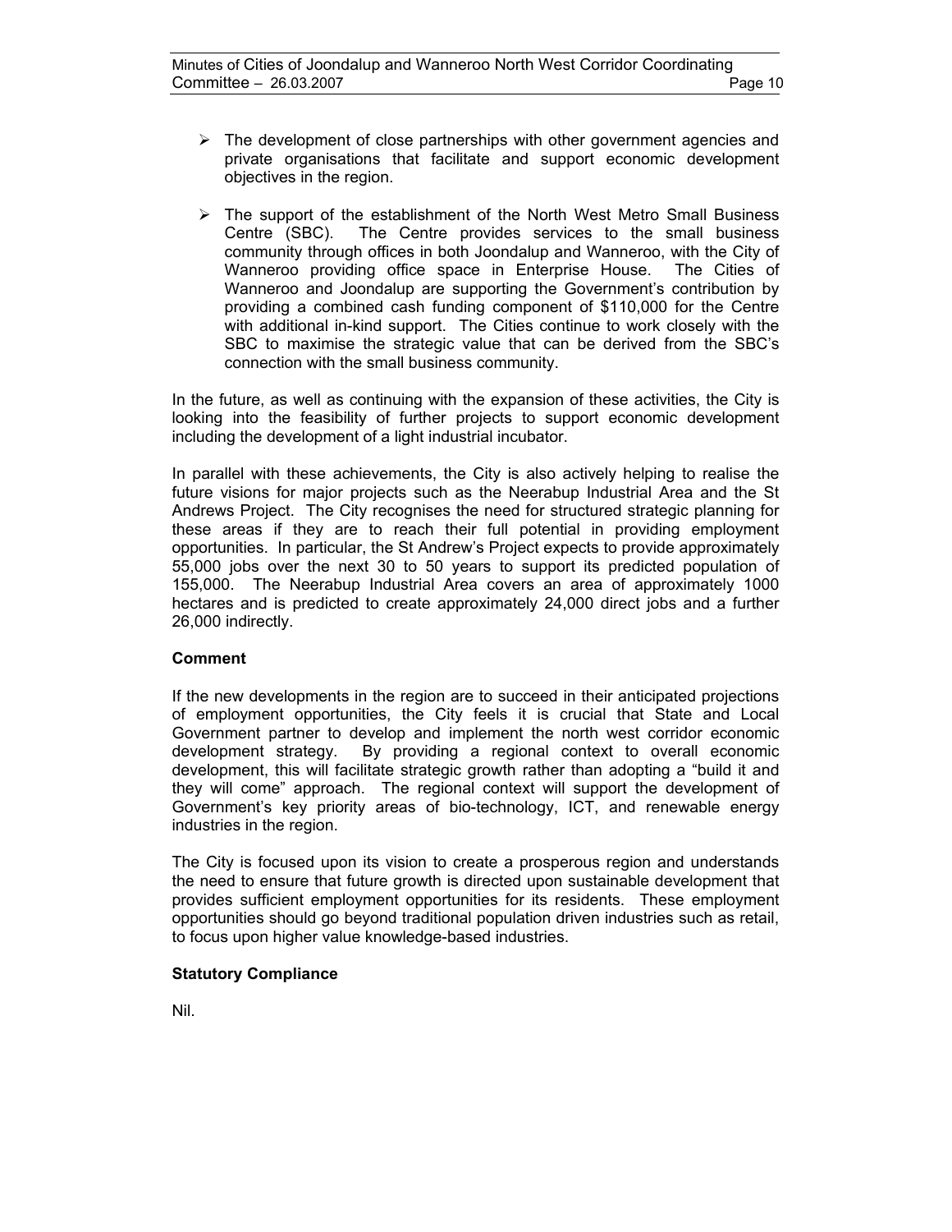- The development of close partnerships with other government agencies and private organisations that facilitate and support economic development objectives in the region.

- The support of the establishment of the North West Metro Small Business Centre (SBC). The Centre provides services to the small business community through offices in both Joondalup and Wanneroo, with the City of Wanneroo providing office space in Enterprise House. The Cities of Wanneroo and Joondalup are supporting the Government's contribution by providing a combined cash funding component of $110,000 for the Centre with additional in-kind support. The Cities continue to work closely with the SBC to maximise the strategic value that can be derived from the SBC's connection with the small business community.

In the future, as well as continuing with the expansion of these activities, the City is looking into the feasibility of further projects to support economic development including the development of a light industrial incubator.

In parallel with these achievements, the City is also actively helping to realise the future visions for major projects such as the Neerabup Industrial Area and the St Andrews Project. The City recognises the need for structured strategic planning for these areas if they are to reach their full potential in providing employment opportunities. In particular, the St Andrew's Project expects to provide approximately 55,000 jobs over the next 30 to 50 years to support its predicted population of 155,000. The Neerabup Industrial Area covers an area of approximately 1000 hectares and is predicted to create approximately 24,000 direct jobs and a further 26,000 indirectly.

**Comment**

If the new developments in the region are to succeed in their anticipated projections of employment opportunities, the City feels it is crucial that State and Local Government partner to develop and implement the north west corridor economic development strategy. By providing a regional context to overall economic development, this will facilitate strategic growth rather than adopting a "build it and they will come" approach. The regional context will support the development of Government's key priority areas of bio-technology, ICT, and renewable energy industries in the region.

The City is focused upon its vision to create a prosperous region and understands the need to ensure that future growth is directed upon sustainable development that provides sufficient employment opportunities for its residents. These employment opportunities should go beyond traditional population driven industries such as retail, to focus upon higher value knowledge-based industries.

**Statutory Compliance**

Nil.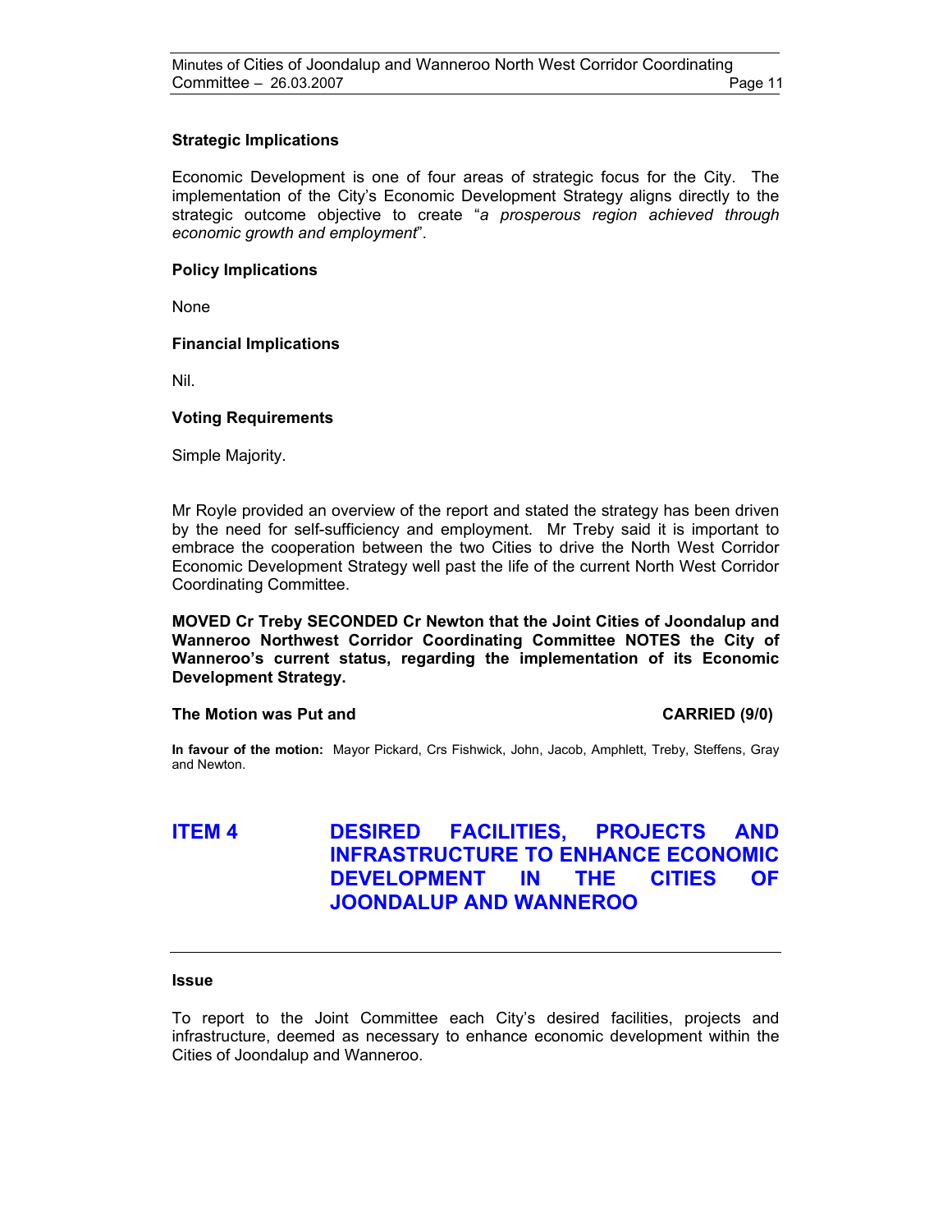### Strategic Implications

Economic Development is one of four areas of strategic focus for the City. The implementation of the City's Economic Development Strategy aligns directly to the strategic outcome objective to create "*a prosperous region achieved through economic growth and employment*".

### Policy Implications

None

### Financial Implications

Nil.

### Voting Requirements

Simple Majority.

Mr Royle provided an overview of the report and stated the strategy has been driven by the need for self-sufficiency and employment. Mr Treby said it is important to embrace the cooperation between the two Cities to drive the North West Corridor Economic Development Strategy well past the life of the current North West Corridor Coordinating Committee.

**MOVED Cr Treby SECONDED Cr Newton that the Joint Cities of Joondalup and Wanneroo Northwest Corridor Coordinating Committee NOTES the City of Wanneroo's current status, regarding the implementation of its Economic Development Strategy.**

**The Motion was Put and CARRIED (9/0)**

**In favour of the motion:** Mayor Pickard, Crs Fishwick, John, Jacob, Amphlett, Treby, Steffens, Gray and Newton.

## ITEM 4 DESIRED FACILITIES, PROJECTS AND INFRASTRUCTURE TO ENHANCE ECONOMIC DEVELOPMENT IN THE CITIES OF JOONDALUP AND WANNEROO

### Issue

To report to the Joint Committee each City's desired facilities, projects and infrastructure, deemed as necessary to enhance economic development within the Cities of Joondalup and Wanneroo.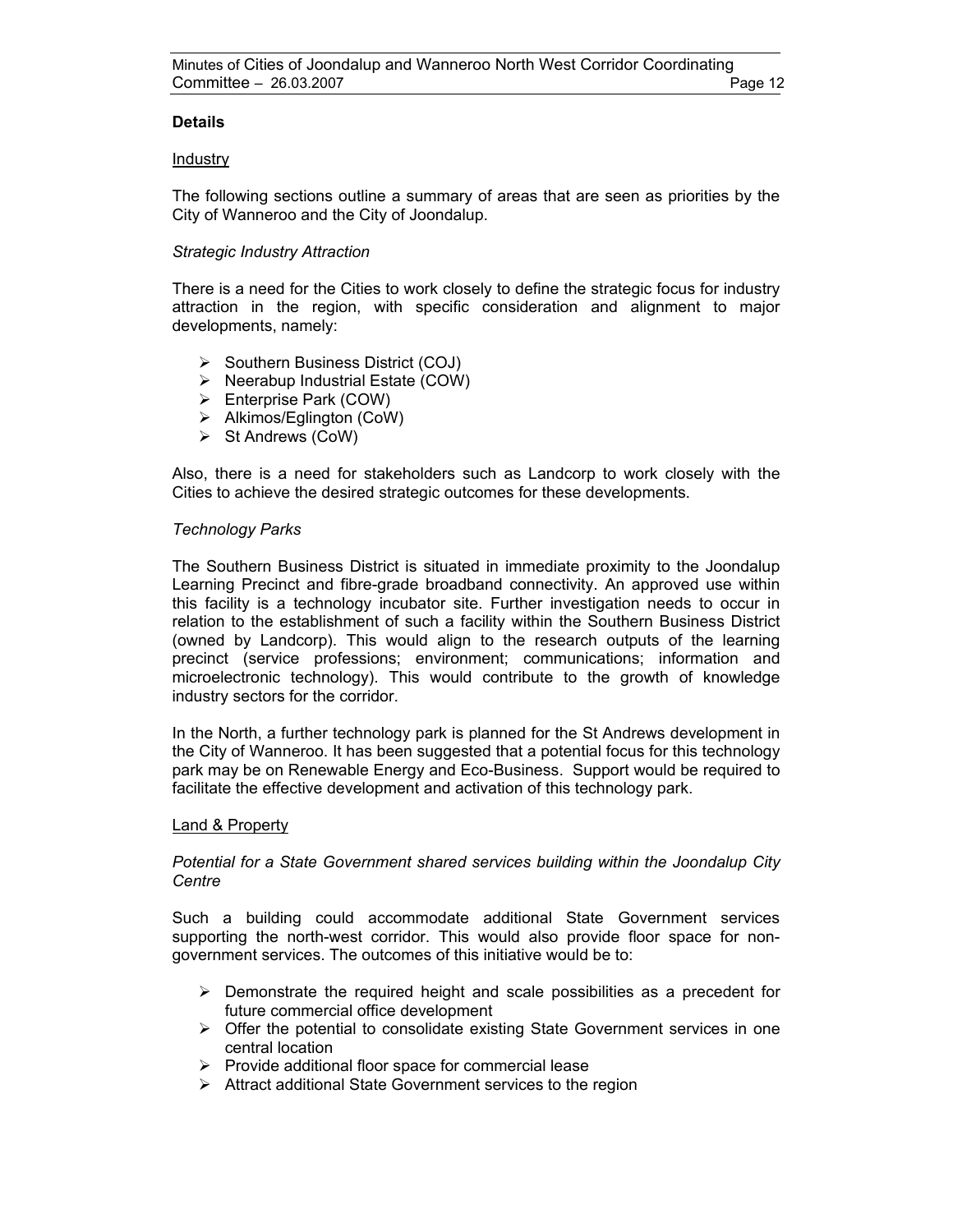**Details**

Industry

The following sections outline a summary of areas that are seen as priorities by the City of Wanneroo and the City of Joondalup.

*Strategic Industry Attraction*

There is a need for the Cities to work closely to define the strategic focus for industry attraction in the region, with specific consideration and alignment to major developments, namely:

- Southern Business District (COJ)
- Neerabup Industrial Estate (COW)
- Enterprise Park (COW)
- Alkimos/Eglington (CoW)
- St Andrews (CoW)

Also, there is a need for stakeholders such as Landcorp to work closely with the Cities to achieve the desired strategic outcomes for these developments.

*Technology Parks*

The Southern Business District is situated in immediate proximity to the Joondalup Learning Precinct and fibre-grade broadband connectivity. An approved use within this facility is a technology incubator site. Further investigation needs to occur in relation to the establishment of such a facility within the Southern Business District (owned by Landcorp). This would align to the research outputs of the learning precinct (service professions; environment; communications; information and microelectronic technology). This would contribute to the growth of knowledge industry sectors for the corridor.

In the North, a further technology park is planned for the St Andrews development in the City of Wanneroo. It has been suggested that a potential focus for this technology park may be on Renewable Energy and Eco-Business. Support would be required to facilitate the effective development and activation of this technology park.

Land & Property

*Potential for a State Government shared services building within the Joondalup City Centre*

Such a building could accommodate additional State Government services supporting the north-west corridor. This would also provide floor space for non-government services. The outcomes of this initiative would be to:

- Demonstrate the required height and scale possibilities as a precedent for future commercial office development
- Offer the potential to consolidate existing State Government services in one central location
- Provide additional floor space for commercial lease
- Attract additional State Government services to the region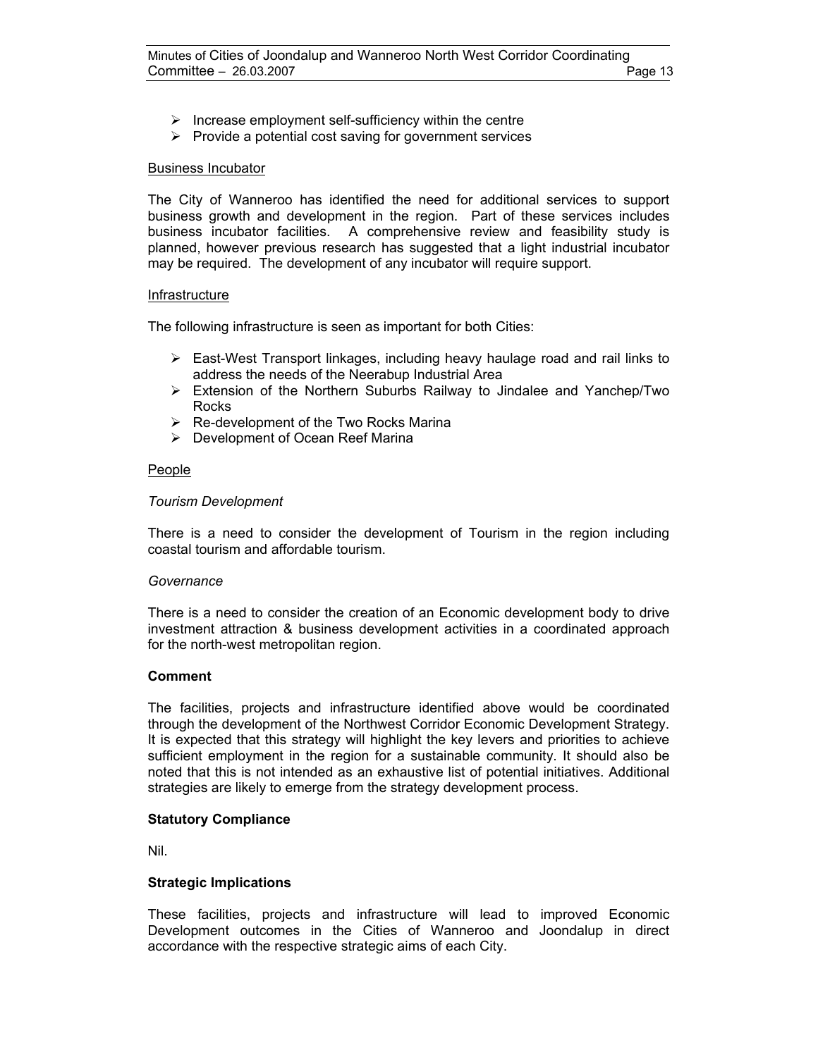- Increase employment self-sufficiency within the centre
- Provide a potential cost saving for government services

<u>Business Incubator</u>

The City of Wanneroo has identified the need for additional services to support business growth and development in the region. Part of these services includes business incubator facilities. A comprehensive review and feasibility study is planned, however previous research has suggested that a light industrial incubator may be required. The development of any incubator will require support.

<u>Infrastructure</u>

The following infrastructure is seen as important for both Cities:

- East-West Transport linkages, including heavy haulage road and rail links to address the needs of the Neerabup Industrial Area
- Extension of the Northern Suburbs Railway to Jindalee and Yanchep/Two Rocks
- Re-development of the Two Rocks Marina
- Development of Ocean Reef Marina

<u>People</u>

*Tourism Development*

There is a need to consider the development of Tourism in the region including coastal tourism and affordable tourism.

*Governance*

There is a need to consider the creation of an Economic development body to drive investment attraction & business development activities in a coordinated approach for the north-west metropolitan region.

**Comment**

The facilities, projects and infrastructure identified above would be coordinated through the development of the Northwest Corridor Economic Development Strategy. It is expected that this strategy will highlight the key levers and priorities to achieve sufficient employment in the region for a sustainable community. It should also be noted that this is not intended as an exhaustive list of potential initiatives. Additional strategies are likely to emerge from the strategy development process.

**Statutory Compliance**

Nil.

**Strategic Implications**

These facilities, projects and infrastructure will lead to improved Economic Development outcomes in the Cities of Wanneroo and Joondalup in direct accordance with the respective strategic aims of each City.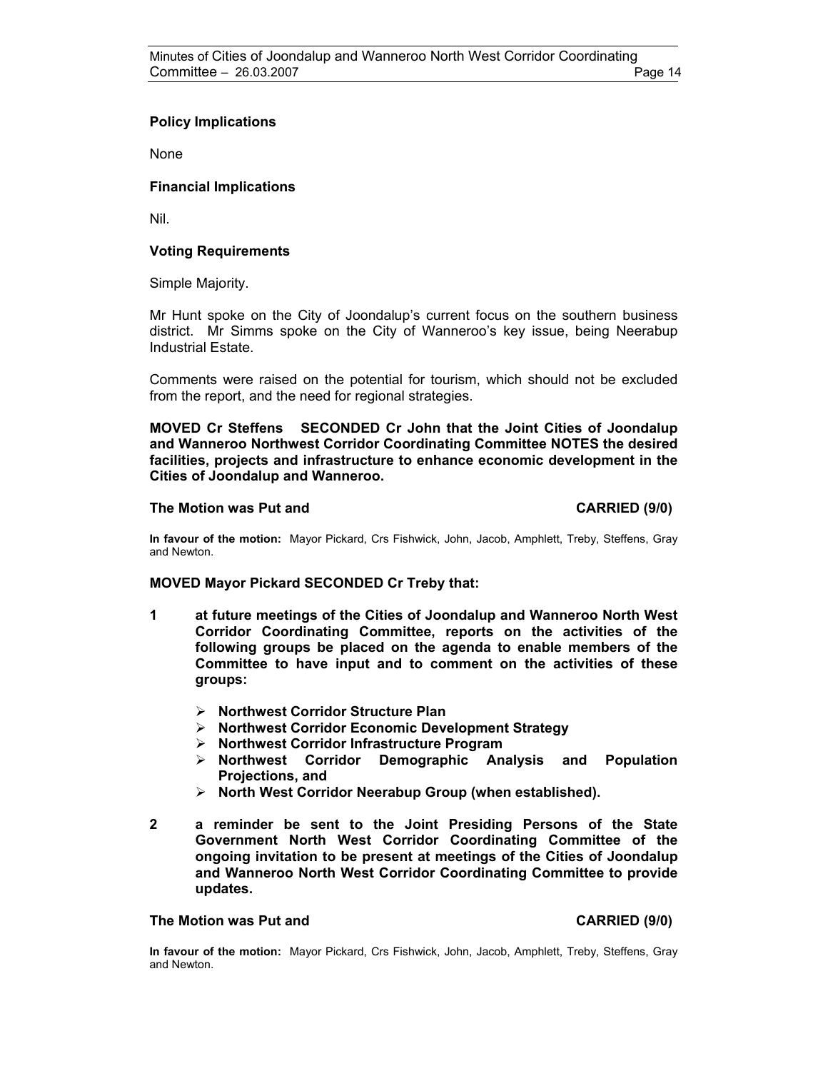**Policy Implications**

None

**Financial Implications**

Nil.

**Voting Requirements**

Simple Majority.

Mr Hunt spoke on the City of Joondalup's current focus on the southern business district. Mr Simms spoke on the City of Wanneroo's key issue, being Neerabup Industrial Estate.

Comments were raised on the potential for tourism, which should not be excluded from the report, and the need for regional strategies.

**MOVED Cr Steffens SECONDED Cr John that the Joint Cities of Joondalup and Wanneroo Northwest Corridor Coordinating Committee NOTES the desired facilities, projects and infrastructure to enhance economic development in the Cities of Joondalup and Wanneroo.**

**The Motion was Put and CARRIED (9/0)**

**In favour of the motion:** Mayor Pickard, Crs Fishwick, John, Jacob, Amphlett, Treby, Steffens, Gray and Newton.

**MOVED Mayor Pickard SECONDED Cr Treby that:**

**1 at future meetings of the Cities of Joondalup and Wanneroo North West Corridor Coordinating Committee, reports on the activities of the following groups be placed on the agenda to enable members of the Committee to have input and to comment on the activities of these groups:**

- **Northwest Corridor Structure Plan**
- **Northwest Corridor Economic Development Strategy**
- **Northwest Corridor Infrastructure Program**
- **Northwest Corridor Demographic Analysis and Population Projections, and**
- **North West Corridor Neerabup Group (when established).**

**2 a reminder be sent to the Joint Presiding Persons of the State Government North West Corridor Coordinating Committee of the ongoing invitation to be present at meetings of the Cities of Joondalup and Wanneroo North West Corridor Coordinating Committee to provide updates.**

**The Motion was Put and CARRIED (9/0)**

**In favour of the motion:** Mayor Pickard, Crs Fishwick, John, Jacob, Amphlett, Treby, Steffens, Gray and Newton.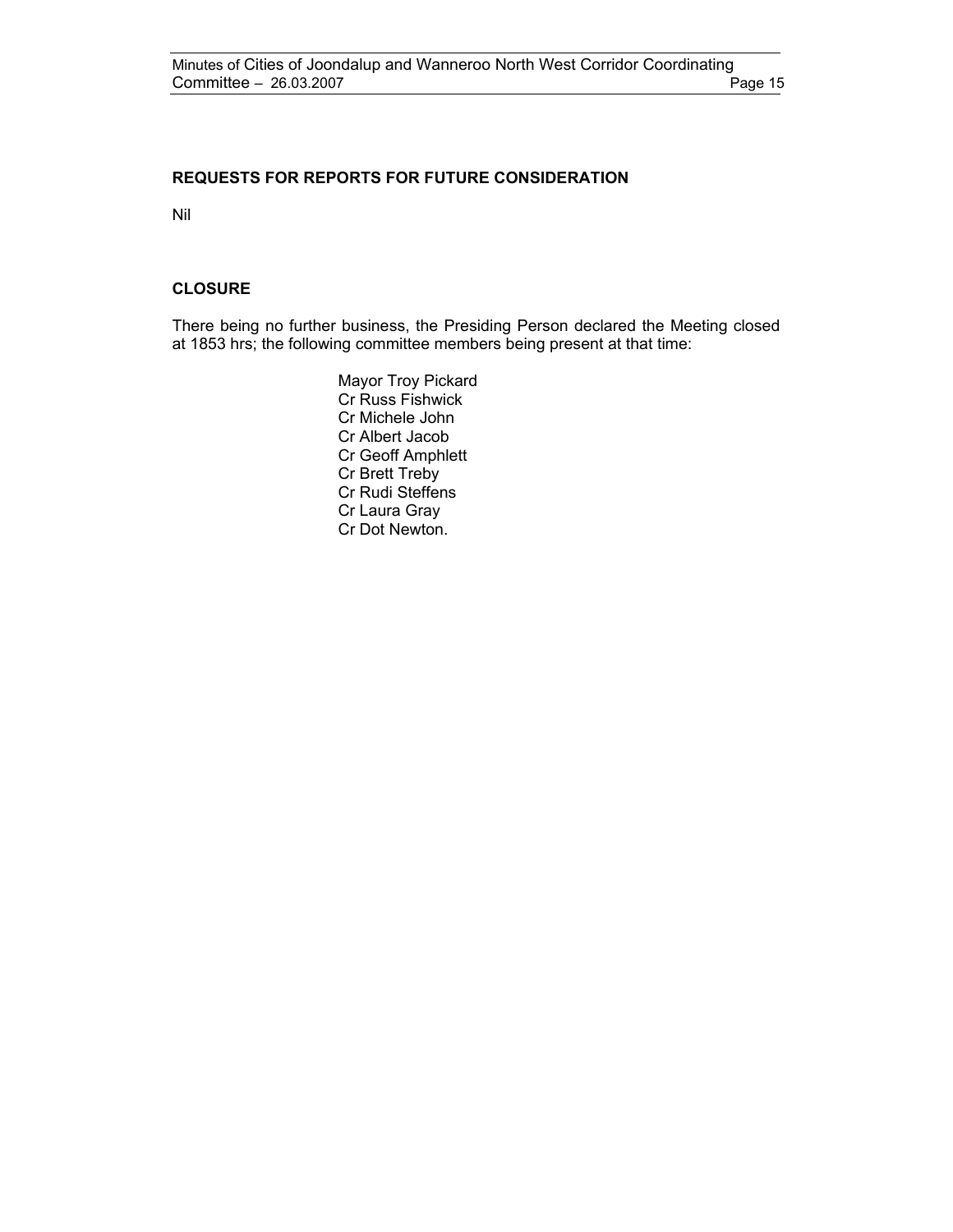## REQUESTS FOR REPORTS FOR FUTURE CONSIDERATION

Nil

## CLOSURE

There being no further business, the Presiding Person declared the Meeting closed at 1853 hrs; the following committee members being present at that time:

Mayor Troy Pickard
Cr Russ Fishwick
Cr Michele John
Cr Albert Jacob
Cr Geoff Amphlett
Cr Brett Treby
Cr Rudi Steffens
Cr Laura Gray
Cr Dot Newton.